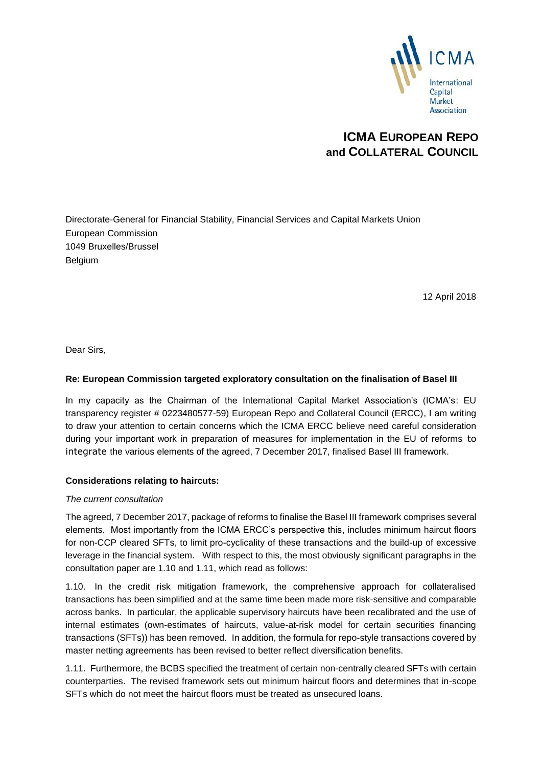ICMA
International
Capital
Market
Association

# ICMA EUROPEAN REPO and COLLATERAL COUNCIL

Directorate-General for Financial Stability, Financial Services and Capital Markets Union
European Commission
1049 Bruxelles/Brussel
Belgium

12 April 2018

Dear Sirs,

**Re: European Commission targeted exploratory consultation on the finalisation of Basel III**

In my capacity as the Chairman of the International Capital Market Association's (ICMA's: EU transparency register # 0223480577-59) European Repo and Collateral Council (ERCC), I am writing to draw your attention to certain concerns which the ICMA ERCC believe need careful consideration during your important work in preparation of measures for implementation in the EU of reforms to integrate the various elements of the agreed, 7 December 2017, finalised Basel III framework.

**Considerations relating to haircuts:**

*The current consultation*

The agreed, 7 December 2017, package of reforms to finalise the Basel III framework comprises several elements. Most importantly from the ICMA ERCC's perspective this, includes minimum haircut floors for non-CCP cleared SFTs, to limit pro-cyclicality of these transactions and the build-up of excessive leverage in the financial system. With respect to this, the most obviously significant paragraphs in the consultation paper are 1.10 and 1.11, which read as follows:

1.10. In the credit risk mitigation framework, the comprehensive approach for collateralised transactions has been simplified and at the same time been made more risk-sensitive and comparable across banks. In particular, the applicable supervisory haircuts have been recalibrated and the use of internal estimates (own-estimates of haircuts, value-at-risk model for certain securities financing transactions (SFTs)) has been removed. In addition, the formula for repo-style transactions covered by master netting agreements has been revised to better reflect diversification benefits.

1.11. Furthermore, the BCBS specified the treatment of certain non-centrally cleared SFTs with certain counterparties. The revised framework sets out minimum haircut floors and determines that in-scope SFTs which do not meet the haircut floors must be treated as unsecured loans.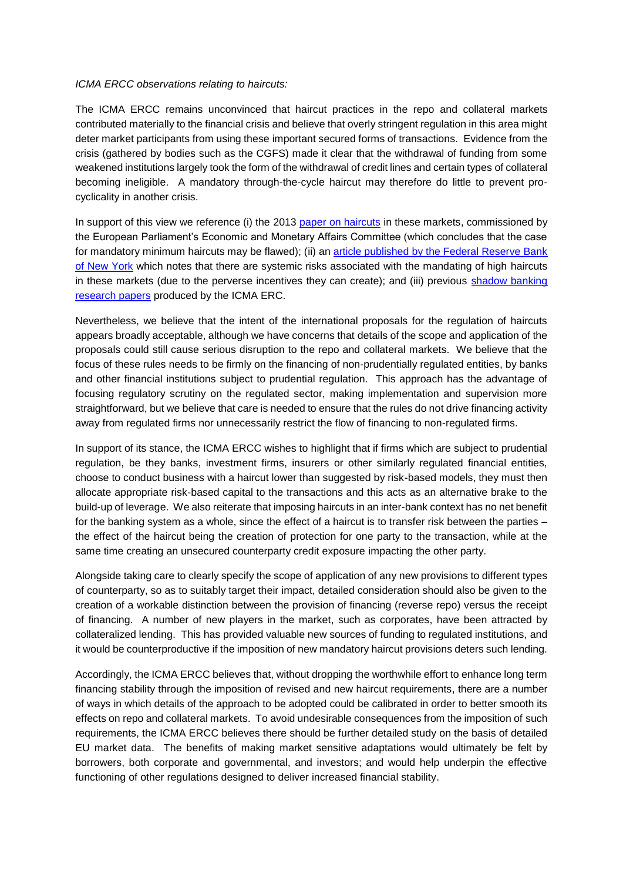*ICMA ERCC observations relating to haircuts:*

The ICMA ERCC remains unconvinced that haircut practices in the repo and collateral markets contributed materially to the financial crisis and believe that overly stringent regulation in this area might deter market participants from using these important secured forms of transactions. Evidence from the crisis (gathered by bodies such as the CGFS) made it clear that the withdrawal of funding from some weakened institutions largely took the form of the withdrawal of credit lines and certain types of collateral becoming ineligible. A mandatory through-the-cycle haircut may therefore do little to prevent pro-cyclicality in another crisis.

In support of this view we reference (i) the 2013 paper on haircuts in these markets, commissioned by the European Parliament's Economic and Monetary Affairs Committee (which concludes that the case for mandatory minimum haircuts may be flawed); (ii) an article published by the Federal Reserve Bank of New York which notes that there are systemic risks associated with the mandating of high haircuts in these markets (due to the perverse incentives they can create); and (iii) previous shadow banking research papers produced by the ICMA ERC.

Nevertheless, we believe that the intent of the international proposals for the regulation of haircuts appears broadly acceptable, although we have concerns that details of the scope and application of the proposals could still cause serious disruption to the repo and collateral markets. We believe that the focus of these rules needs to be firmly on the financing of non-prudentially regulated entities, by banks and other financial institutions subject to prudential regulation. This approach has the advantage of focusing regulatory scrutiny on the regulated sector, making implementation and supervision more straightforward, but we believe that care is needed to ensure that the rules do not drive financing activity away from regulated firms nor unnecessarily restrict the flow of financing to non-regulated firms.

In support of its stance, the ICMA ERCC wishes to highlight that if firms which are subject to prudential regulation, be they banks, investment firms, insurers or other similarly regulated financial entities, choose to conduct business with a haircut lower than suggested by risk-based models, they must then allocate appropriate risk-based capital to the transactions and this acts as an alternative brake to the build-up of leverage. We also reiterate that imposing haircuts in an inter-bank context has no net benefit for the banking system as a whole, since the effect of a haircut is to transfer risk between the parties – the effect of the haircut being the creation of protection for one party to the transaction, while at the same time creating an unsecured counterparty credit exposure impacting the other party.

Alongside taking care to clearly specify the scope of application of any new provisions to different types of counterparty, so as to suitably target their impact, detailed consideration should also be given to the creation of a workable distinction between the provision of financing (reverse repo) versus the receipt of financing. A number of new players in the market, such as corporates, have been attracted by collateralized lending. This has provided valuable new sources of funding to regulated institutions, and it would be counterproductive if the imposition of new mandatory haircut provisions deters such lending.

Accordingly, the ICMA ERCC believes that, without dropping the worthwhile effort to enhance long term financing stability through the imposition of revised and new haircut requirements, there are a number of ways in which details of the approach to be adopted could be calibrated in order to better smooth its effects on repo and collateral markets. To avoid undesirable consequences from the imposition of such requirements, the ICMA ERCC believes there should be further detailed study on the basis of detailed EU market data. The benefits of making market sensitive adaptations would ultimately be felt by borrowers, both corporate and governmental, and investors; and would help underpin the effective functioning of other regulations designed to deliver increased financial stability.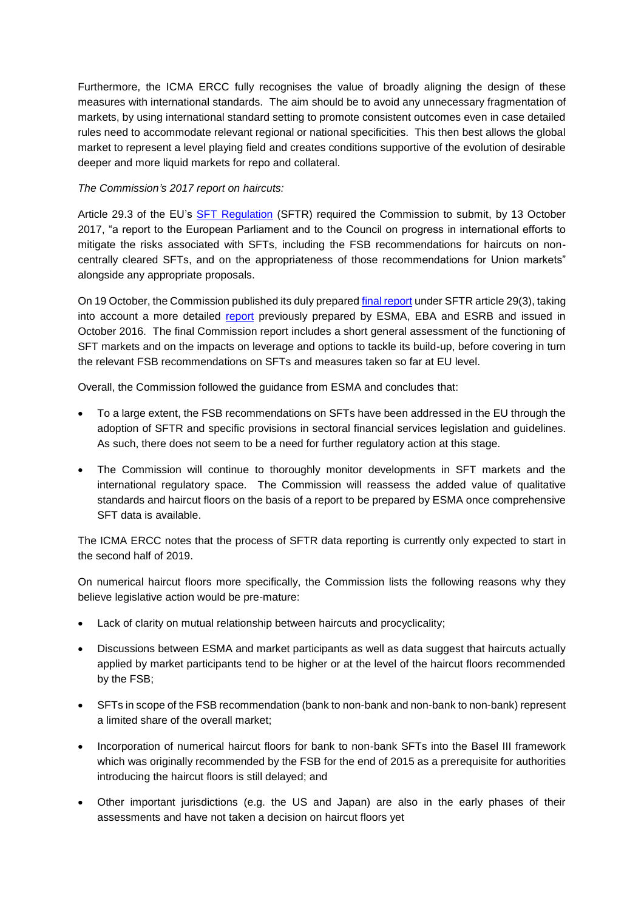Furthermore, the ICMA ERCC fully recognises the value of broadly aligning the design of these measures with international standards. The aim should be to avoid any unnecessary fragmentation of markets, by using international standard setting to promote consistent outcomes even in case detailed rules need to accommodate relevant regional or national specificities. This then best allows the global market to represent a level playing field and creates conditions supportive of the evolution of desirable deeper and more liquid markets for repo and collateral.

*The Commission's 2017 report on haircuts:*

Article 29.3 of the EU's SFT Regulation (SFTR) required the Commission to submit, by 13 October 2017, "a report to the European Parliament and to the Council on progress in international efforts to mitigate the risks associated with SFTs, including the FSB recommendations for haircuts on non-centrally cleared SFTs, and on the appropriateness of those recommendations for Union markets" alongside any appropriate proposals.

On 19 October, the Commission published its duly prepared final report under SFTR article 29(3), taking into account a more detailed report previously prepared by ESMA, EBA and ESRB and issued in October 2016. The final Commission report includes a short general assessment of the functioning of SFT markets and on the impacts on leverage and options to tackle its build-up, before covering in turn the relevant FSB recommendations on SFTs and measures taken so far at EU level.

Overall, the Commission followed the guidance from ESMA and concludes that:

- To a large extent, the FSB recommendations on SFTs have been addressed in the EU through the adoption of SFTR and specific provisions in sectoral financial services legislation and guidelines. As such, there does not seem to be a need for further regulatory action at this stage.
- The Commission will continue to thoroughly monitor developments in SFT markets and the international regulatory space. The Commission will reassess the added value of qualitative standards and haircut floors on the basis of a report to be prepared by ESMA once comprehensive SFT data is available.

The ICMA ERCC notes that the process of SFTR data reporting is currently only expected to start in the second half of 2019.

On numerical haircut floors more specifically, the Commission lists the following reasons why they believe legislative action would be pre-mature:

- Lack of clarity on mutual relationship between haircuts and procyclicality;
- Discussions between ESMA and market participants as well as data suggest that haircuts actually applied by market participants tend to be higher or at the level of the haircut floors recommended by the FSB;
- SFTs in scope of the FSB recommendation (bank to non-bank and non-bank to non-bank) represent a limited share of the overall market;
- Incorporation of numerical haircut floors for bank to non-bank SFTs into the Basel III framework which was originally recommended by the FSB for the end of 2015 as a prerequisite for authorities introducing the haircut floors is still delayed; and
- Other important jurisdictions (e.g. the US and Japan) are also in the early phases of their assessments and have not taken a decision on haircut floors yet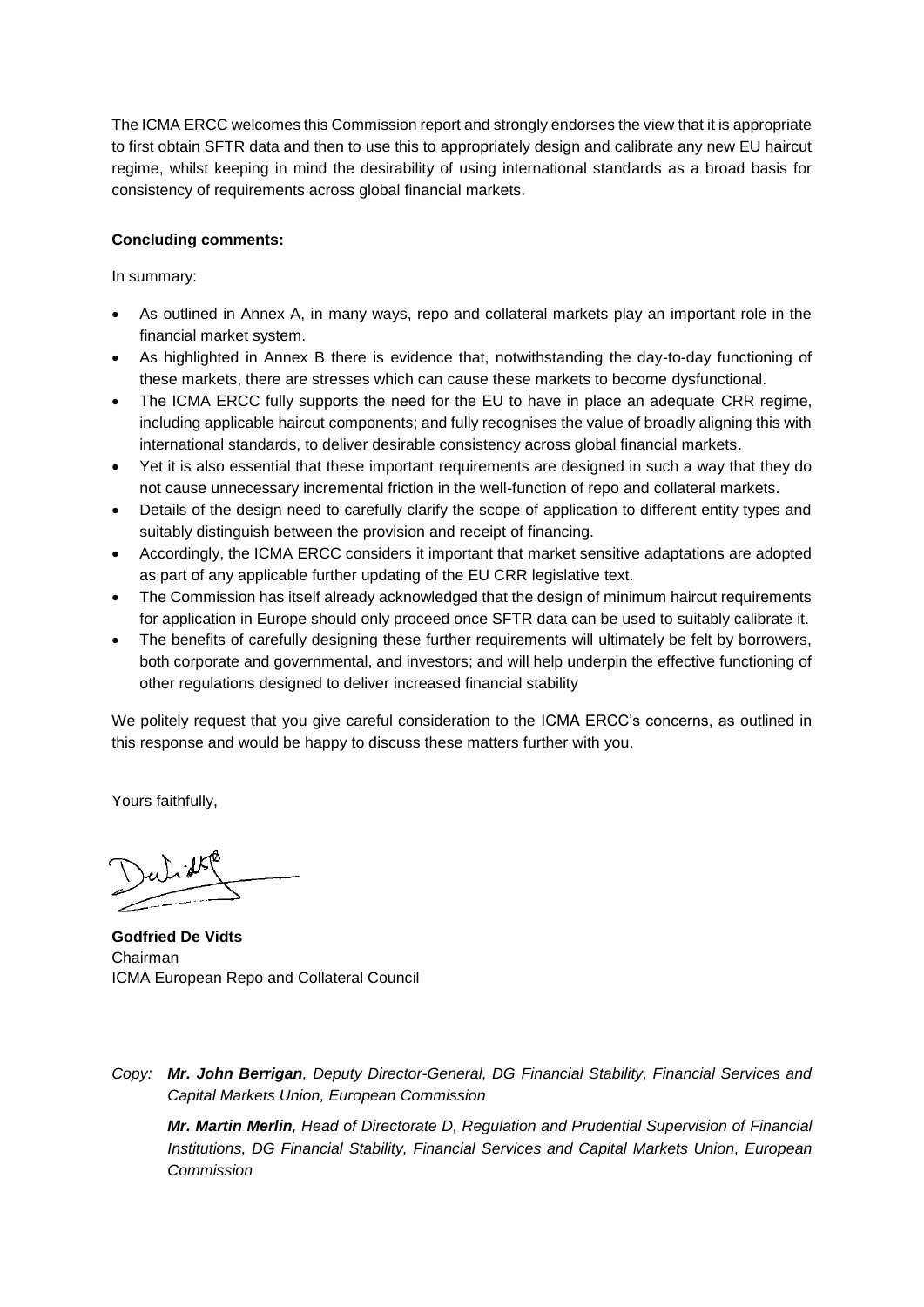The ICMA ERCC welcomes this Commission report and strongly endorses the view that it is appropriate to first obtain SFTR data and then to use this to appropriately design and calibrate any new EU haircut regime, whilst keeping in mind the desirability of using international standards as a broad basis for consistency of requirements across global financial markets.

**Concluding comments:**

In summary:

- As outlined in Annex A, in many ways, repo and collateral markets play an important role in the financial market system.
- As highlighted in Annex B there is evidence that, notwithstanding the day-to-day functioning of these markets, there are stresses which can cause these markets to become dysfunctional.
- The ICMA ERCC fully supports the need for the EU to have in place an adequate CRR regime, including applicable haircut components; and fully recognises the value of broadly aligning this with international standards, to deliver desirable consistency across global financial markets.
- Yet it is also essential that these important requirements are designed in such a way that they do not cause unnecessary incremental friction in the well-function of repo and collateral markets.
- Details of the design need to carefully clarify the scope of application to different entity types and suitably distinguish between the provision and receipt of financing.
- Accordingly, the ICMA ERCC considers it important that market sensitive adaptations are adopted as part of any applicable further updating of the EU CRR legislative text.
- The Commission has itself already acknowledged that the design of minimum haircut requirements for application in Europe should only proceed once SFTR data can be used to suitably calibrate it.
- The benefits of carefully designing these further requirements will ultimately be felt by borrowers, both corporate and governmental, and investors; and will help underpin the effective functioning of other regulations designed to deliver increased financial stability

We politely request that you give careful consideration to the ICMA ERCC's concerns, as outlined in this response and would be happy to discuss these matters further with you.

Yours faithfully,

**Godfried De Vidts**
Chairman
ICMA European Repo and Collateral Council

*Copy:* ***Mr. John Berrigan****, Deputy Director-General, DG Financial Stability, Financial Services and Capital Markets Union, European Commission*

***Mr. Martin Merlin****, Head of Directorate D, Regulation and Prudential Supervision of Financial Institutions, DG Financial Stability, Financial Services and Capital Markets Union, European Commission*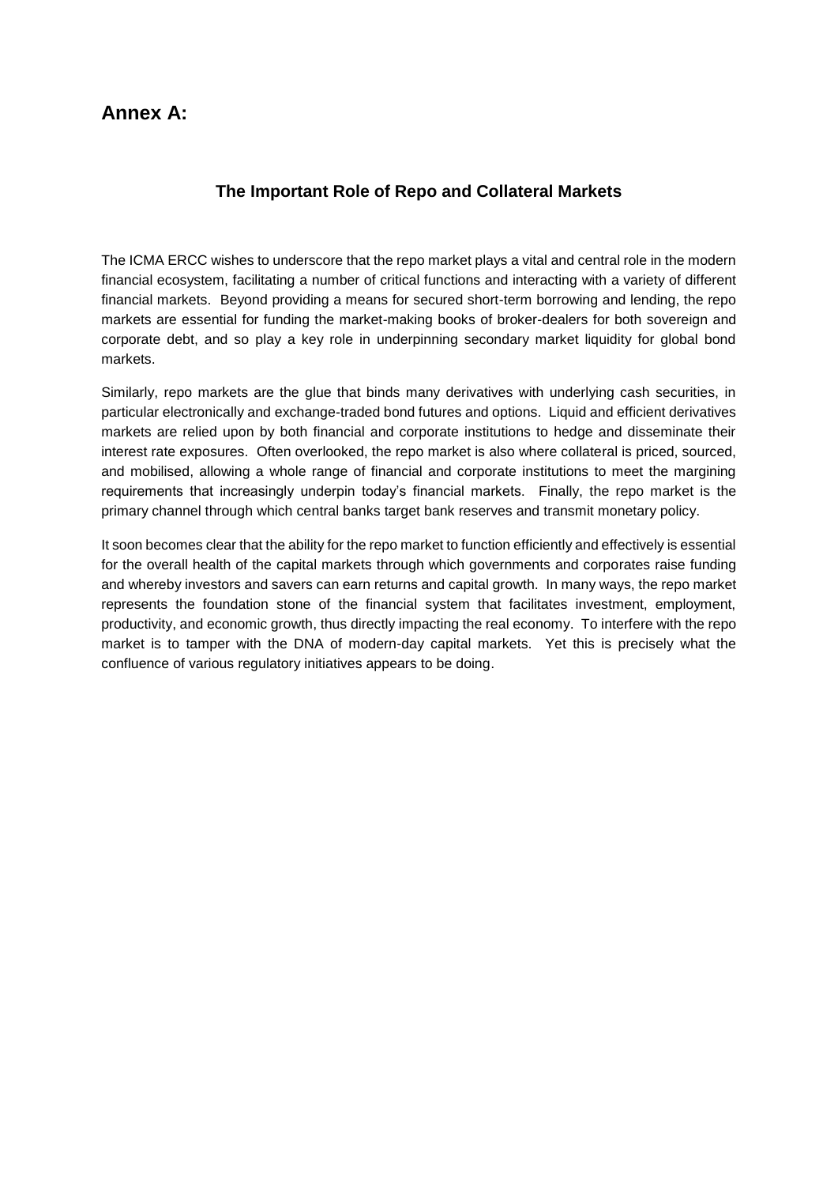# Annex A:

## The Important Role of Repo and Collateral Markets

The ICMA ERCC wishes to underscore that the repo market plays a vital and central role in the modern financial ecosystem, facilitating a number of critical functions and interacting with a variety of different financial markets. Beyond providing a means for secured short-term borrowing and lending, the repo markets are essential for funding the market-making books of broker-dealers for both sovereign and corporate debt, and so play a key role in underpinning secondary market liquidity for global bond markets.

Similarly, repo markets are the glue that binds many derivatives with underlying cash securities, in particular electronically and exchange-traded bond futures and options. Liquid and efficient derivatives markets are relied upon by both financial and corporate institutions to hedge and disseminate their interest rate exposures. Often overlooked, the repo market is also where collateral is priced, sourced, and mobilised, allowing a whole range of financial and corporate institutions to meet the margining requirements that increasingly underpin today's financial markets. Finally, the repo market is the primary channel through which central banks target bank reserves and transmit monetary policy.

It soon becomes clear that the ability for the repo market to function efficiently and effectively is essential for the overall health of the capital markets through which governments and corporates raise funding and whereby investors and savers can earn returns and capital growth. In many ways, the repo market represents the foundation stone of the financial system that facilitates investment, employment, productivity, and economic growth, thus directly impacting the real economy. To interfere with the repo market is to tamper with the DNA of modern-day capital markets. Yet this is precisely what the confluence of various regulatory initiatives appears to be doing.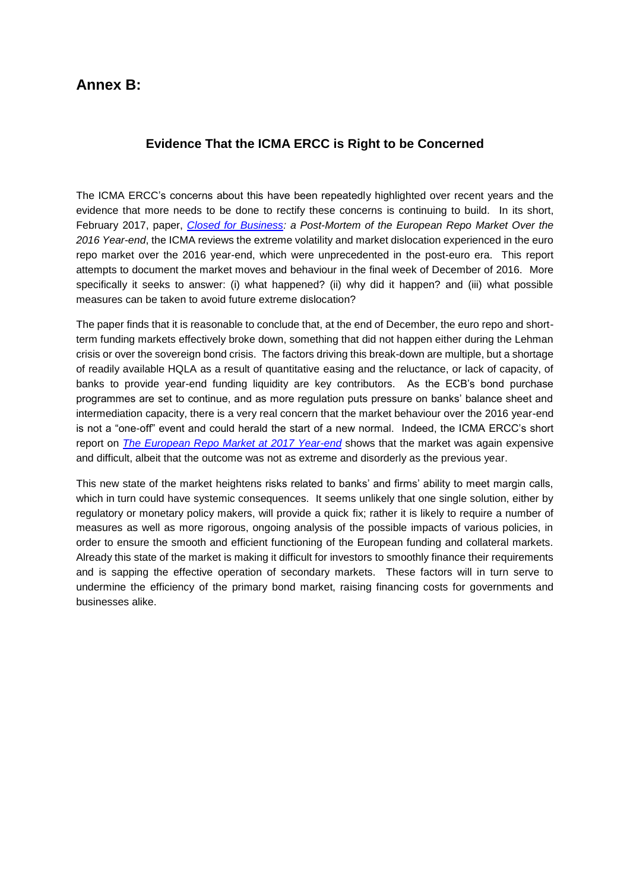## Annex B:

### Evidence That the ICMA ERCC is Right to be Concerned

The ICMA ERCC's concerns about this have been repeatedly highlighted over recent years and the evidence that more needs to be done to rectify these concerns is continuing to build. In its short, February 2017, paper, *Closed for Business: a Post-Mortem of the European Repo Market Over the 2016 Year-end*, the ICMA reviews the extreme volatility and market dislocation experienced in the euro repo market over the 2016 year-end, which were unprecedented in the post-euro era. This report attempts to document the market moves and behaviour in the final week of December of 2016. More specifically it seeks to answer: (i) what happened? (ii) why did it happen? and (iii) what possible measures can be taken to avoid future extreme dislocation?

The paper finds that it is reasonable to conclude that, at the end of December, the euro repo and short-term funding markets effectively broke down, something that did not happen either during the Lehman crisis or over the sovereign bond crisis. The factors driving this break-down are multiple, but a shortage of readily available HQLA as a result of quantitative easing and the reluctance, or lack of capacity, of banks to provide year-end funding liquidity are key contributors. As the ECB's bond purchase programmes are set to continue, and as more regulation puts pressure on banks' balance sheet and intermediation capacity, there is a very real concern that the market behaviour over the 2016 year-end is not a "one-off" event and could herald the start of a new normal. Indeed, the ICMA ERCC's short report on *The European Repo Market at 2017 Year-end* shows that the market was again expensive and difficult, albeit that the outcome was not as extreme and disorderly as the previous year.

This new state of the market heightens risks related to banks' and firms' ability to meet margin calls, which in turn could have systemic consequences. It seems unlikely that one single solution, either by regulatory or monetary policy makers, will provide a quick fix; rather it is likely to require a number of measures as well as more rigorous, ongoing analysis of the possible impacts of various policies, in order to ensure the smooth and efficient functioning of the European funding and collateral markets. Already this state of the market is making it difficult for investors to smoothly finance their requirements and is sapping the effective operation of secondary markets. These factors will in turn serve to undermine the efficiency of the primary bond market, raising financing costs for governments and businesses alike.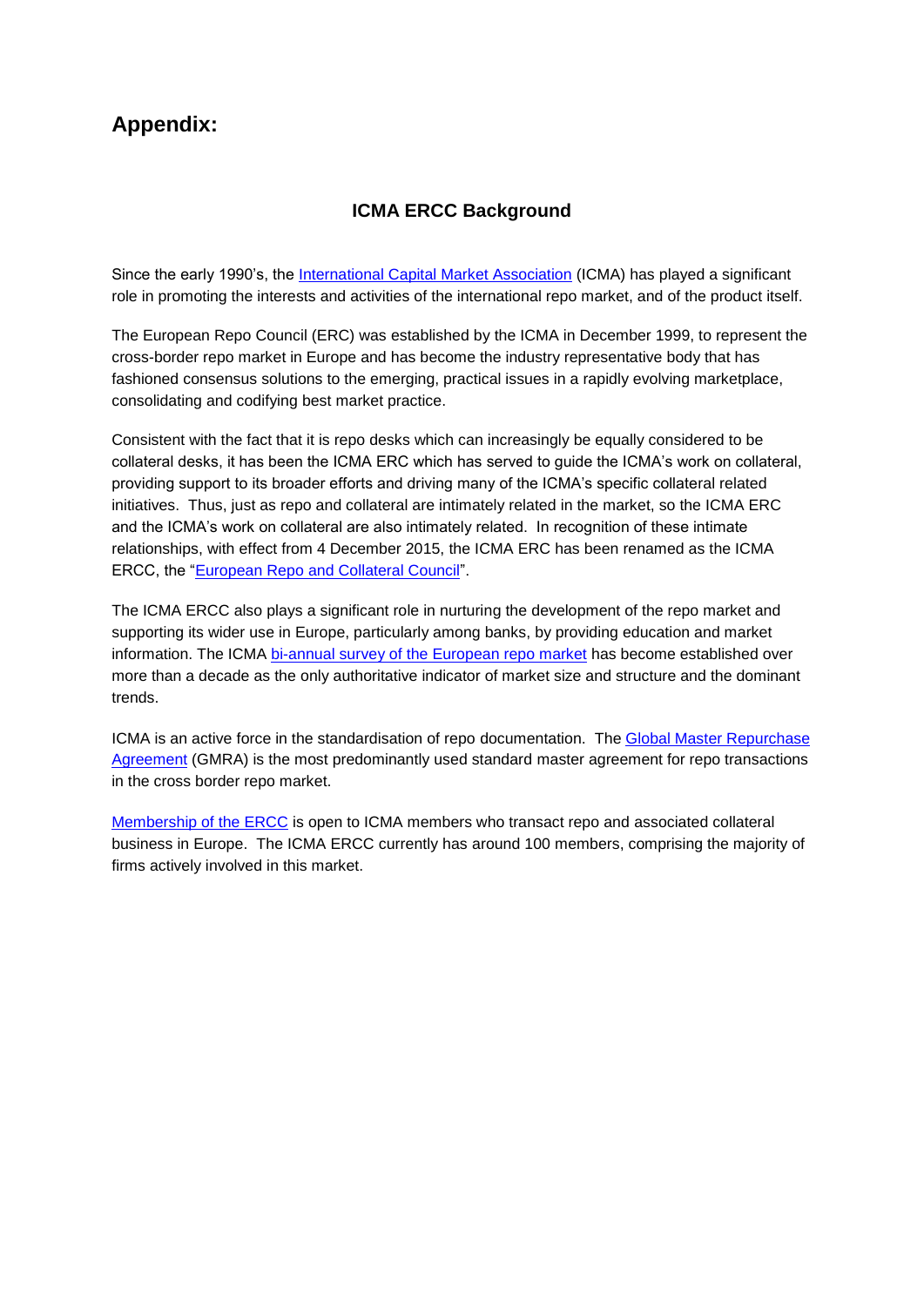# Appendix:

## ICMA ERCC Background

Since the early 1990's, the International Capital Market Association (ICMA) has played a significant role in promoting the interests and activities of the international repo market, and of the product itself.

The European Repo Council (ERC) was established by the ICMA in December 1999, to represent the cross-border repo market in Europe and has become the industry representative body that has fashioned consensus solutions to the emerging, practical issues in a rapidly evolving marketplace, consolidating and codifying best market practice.

Consistent with the fact that it is repo desks which can increasingly be equally considered to be collateral desks, it has been the ICMA ERC which has served to guide the ICMA's work on collateral, providing support to its broader efforts and driving many of the ICMA's specific collateral related initiatives. Thus, just as repo and collateral are intimately related in the market, so the ICMA ERC and the ICMA's work on collateral are also intimately related. In recognition of these intimate relationships, with effect from 4 December 2015, the ICMA ERC has been renamed as the ICMA ERCC, the "European Repo and Collateral Council".

The ICMA ERCC also plays a significant role in nurturing the development of the repo market and supporting its wider use in Europe, particularly among banks, by providing education and market information. The ICMA bi-annual survey of the European repo market has become established over more than a decade as the only authoritative indicator of market size and structure and the dominant trends.

ICMA is an active force in the standardisation of repo documentation. The Global Master Repurchase Agreement (GMRA) is the most predominantly used standard master agreement for repo transactions in the cross border repo market.

Membership of the ERCC is open to ICMA members who transact repo and associated collateral business in Europe. The ICMA ERCC currently has around 100 members, comprising the majority of firms actively involved in this market.